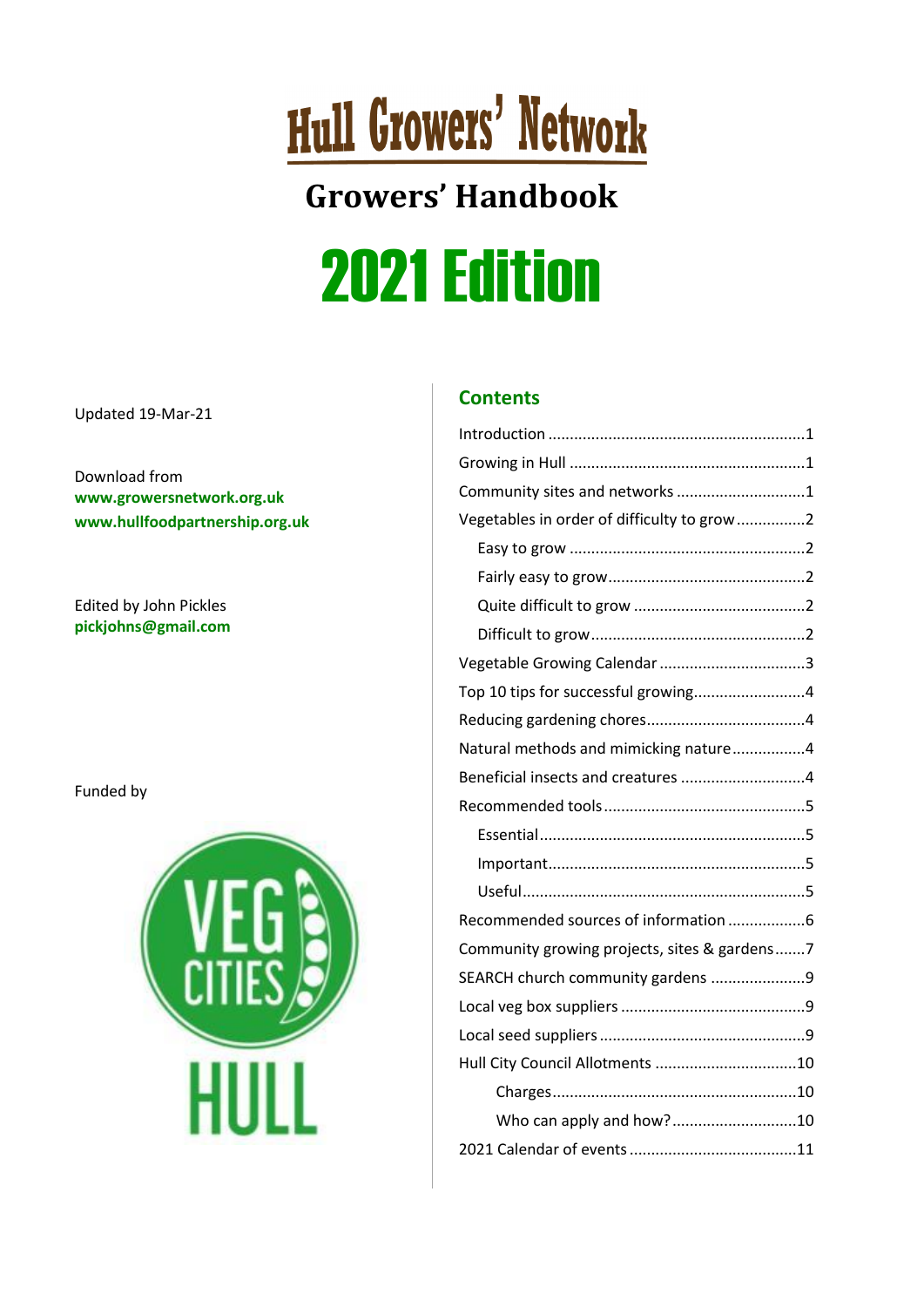# Hull Growers' Network

## Growers' Handbook

# 2021 Edition

Updated 19-Mar-21

Download from
**www.growersnetwork.org.uk**
**www.hullfoodpartnership.org.uk**

Edited by John Pickles
**pickjohns@gmail.com**

Funded by

VEG CITIES HULL

## Contents

- Introduction ....................1
- Growing in Hull ....................1
- Community sites and networks ....................1
- Vegetables in order of difficulty to grow ....................2
  - Easy to grow ....................2
  - Fairly easy to grow ....................2
  - Quite difficult to grow ....................2
  - Difficult to grow ....................2
- Vegetable Growing Calendar ....................3
- Top 10 tips for successful growing....................4
- Reducing gardening chores....................4
- Natural methods and mimicking nature....................4
- Beneficial insects and creatures ....................4
- Recommended tools....................5
  - Essential....................5
  - Important....................5
  - Useful....................5
- Recommended sources of information ....................6
- Community growing projects, sites & gardens....................7
- SEARCH church community gardens ....................9
- Local veg box suppliers ....................9
- Local seed suppliers....................9
- Hull City Council Allotments ....................10
  - Charges....................10
  - Who can apply and how?....................10
- 2021 Calendar of events ....................11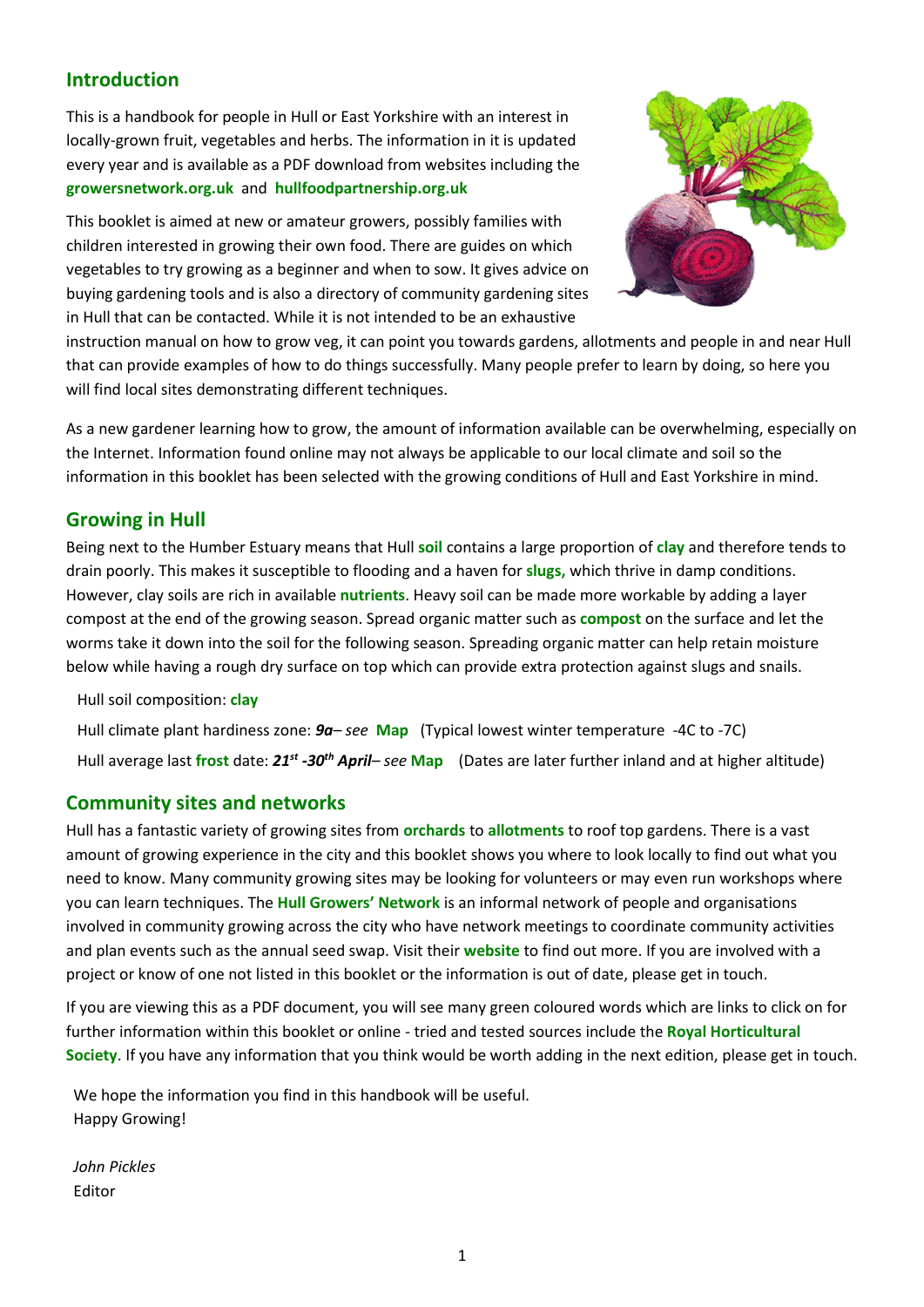## Introduction

This is a handbook for people in Hull or East Yorkshire with an interest in locally-grown fruit, vegetables and herbs. The information in it is updated every year and is available as a PDF download from websites including the **growersnetwork.org.uk** and **hullfoodpartnership.org.uk**

This booklet is aimed at new or amateur growers, possibly families with children interested in growing their own food. There are guides on which vegetables to try growing as a beginner and when to sow. It gives advice on buying gardening tools and is also a directory of community gardening sites in Hull that can be contacted. While it is not intended to be an exhaustive instruction manual on how to grow veg, it can point you towards gardens, allotments and people in and near Hull that can provide examples of how to do things successfully. Many people prefer to learn by doing, so here you will find local sites demonstrating different techniques.

As a new gardener learning how to grow, the amount of information available can be overwhelming, especially on the Internet. Information found online may not always be applicable to our local climate and soil so the information in this booklet has been selected with the growing conditions of Hull and East Yorkshire in mind.

## Growing in Hull

Being next to the Humber Estuary means that Hull **soil** contains a large proportion of **clay** and therefore tends to drain poorly. This makes it susceptible to flooding and a haven for **slugs,** which thrive in damp conditions. However, clay soils are rich in available **nutrients**. Heavy soil can be made more workable by adding a layer compost at the end of the growing season. Spread organic matter such as **compost** on the surface and let the worms take it down into the soil for the following season. Spreading organic matter can help retain moisture below while having a rough dry surface on top which can provide extra protection against slugs and snails.

Hull soil composition: **clay**

Hull climate plant hardiness zone: ***9a***– *see* **Map** (Typical lowest winter temperature -4C to -7C)

Hull average last **frost** date: ***21st -30th April***– *see* **Map** (Dates are later further inland and at higher altitude)

## Community sites and networks

Hull has a fantastic variety of growing sites from **orchards** to **allotments** to roof top gardens. There is a vast amount of growing experience in the city and this booklet shows you where to look locally to find out what you need to know. Many community growing sites may be looking for volunteers or may even run workshops where you can learn techniques. The **Hull Growers' Network** is an informal network of people and organisations involved in community growing across the city who have network meetings to coordinate community activities and plan events such as the annual seed swap. Visit their **website** to find out more. If you are involved with a project or know of one not listed in this booklet or the information is out of date, please get in touch.

If you are viewing this as a PDF document, you will see many green coloured words which are links to click on for further information within this booklet or online - tried and tested sources include the **Royal Horticultural Society**. If you have any information that you think would be worth adding in the next edition, please get in touch.

We hope the information you find in this handbook will be useful.
Happy Growing!

*John Pickles*
Editor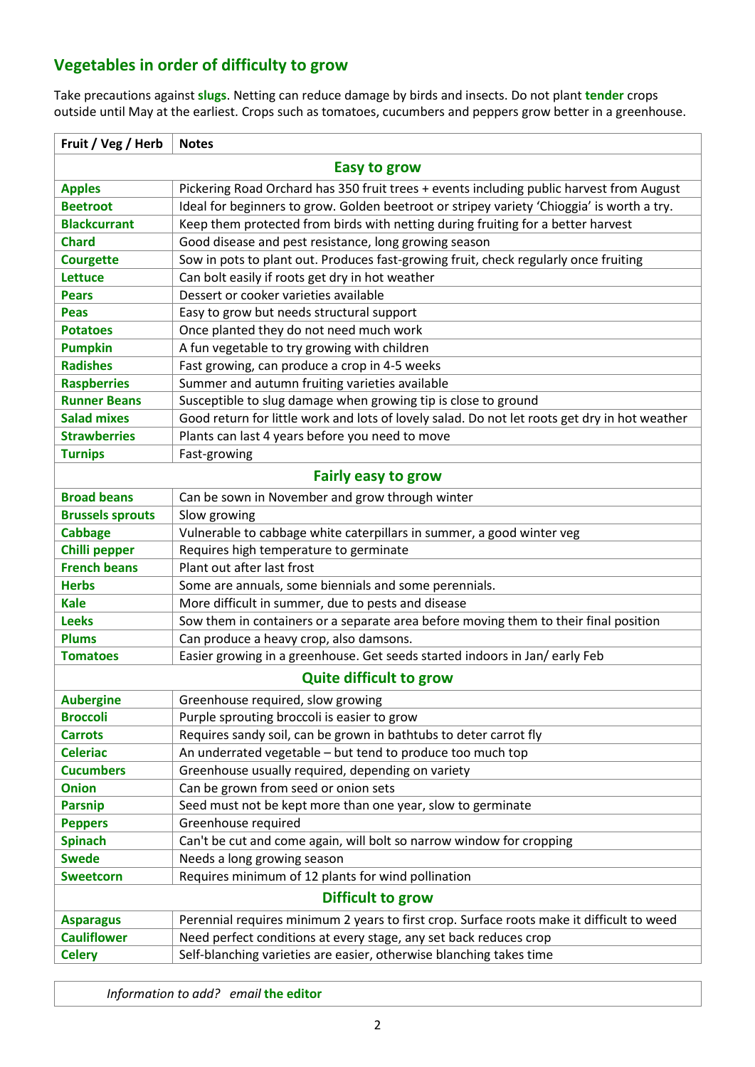## Vegetables in order of difficulty to grow

Take precautions against **slugs**. Netting can reduce damage by birds and insects. Do not plant **tender** crops outside until May at the earliest. Crops such as tomatoes, cucumbers and peppers grow better in a greenhouse.

| Fruit / Veg / Herb | Notes |
|---|---|
| **Easy to grow** | |
| **Apples** | Pickering Road Orchard has 350 fruit trees + events including public harvest from August |
| **Beetroot** | Ideal for beginners to grow. Golden beetroot or stripey variety 'Chioggia' is worth a try. |
| **Blackcurrant** | Keep them protected from birds with netting during fruiting for a better harvest |
| **Chard** | Good disease and pest resistance, long growing season |
| **Courgette** | Sow in pots to plant out. Produces fast-growing fruit, check regularly once fruiting |
| **Lettuce** | Can bolt easily if roots get dry in hot weather |
| **Pears** | Dessert or cooker varieties available |
| **Peas** | Easy to grow but needs structural support |
| **Potatoes** | Once planted they do not need much work |
| **Pumpkin** | A fun vegetable to try growing with children |
| **Radishes** | Fast growing, can produce a crop in 4-5 weeks |
| **Raspberries** | Summer and autumn fruiting varieties available |
| **Runner Beans** | Susceptible to slug damage when growing tip is close to ground |
| **Salad mixes** | Good return for little work and lots of lovely salad. Do not let roots get dry in hot weather |
| **Strawberries** | Plants can last 4 years before you need to move |
| **Turnips** | Fast-growing |
| **Fairly easy to grow** | |
| **Broad beans** | Can be sown in November and grow through winter |
| **Brussels sprouts** | Slow growing |
| **Cabbage** | Vulnerable to cabbage white caterpillars in summer, a good winter veg |
| **Chilli pepper** | Requires high temperature to germinate |
| **French beans** | Plant out after last frost |
| **Herbs** | Some are annuals, some biennials and some perennials. |
| **Kale** | More difficult in summer, due to pests and disease |
| **Leeks** | Sow them in containers or a separate area before moving them to their final position |
| **Plums** | Can produce a heavy crop, also damsons. |
| **Tomatoes** | Easier growing in a greenhouse. Get seeds started indoors in Jan/ early Feb |
| **Quite difficult to grow** | |
| **Aubergine** | Greenhouse required, slow growing |
| **Broccoli** | Purple sprouting broccoli is easier to grow |
| **Carrots** | Requires sandy soil, can be grown in bathtubs to deter carrot fly |
| **Celeriac** | An underrated vegetable – but tend to produce too much top |
| **Cucumbers** | Greenhouse usually required, depending on variety |
| **Onion** | Can be grown from seed or onion sets |
| **Parsnip** | Seed must not be kept more than one year, slow to germinate |
| **Peppers** | Greenhouse required |
| **Spinach** | Can't be cut and come again, will bolt so narrow window for cropping |
| **Swede** | Needs a long growing season |
| **Sweetcorn** | Requires minimum of 12 plants for wind pollination |
| **Difficult to grow** | |
| **Asparagus** | Perennial requires minimum 2 years to first crop. Surface roots make it difficult to weed |
| **Cauliflower** | Need perfect conditions at every stage, any set back reduces crop |
| **Celery** | Self-blanching varieties are easier, otherwise blanching takes time |

*Information to add? email* **the editor**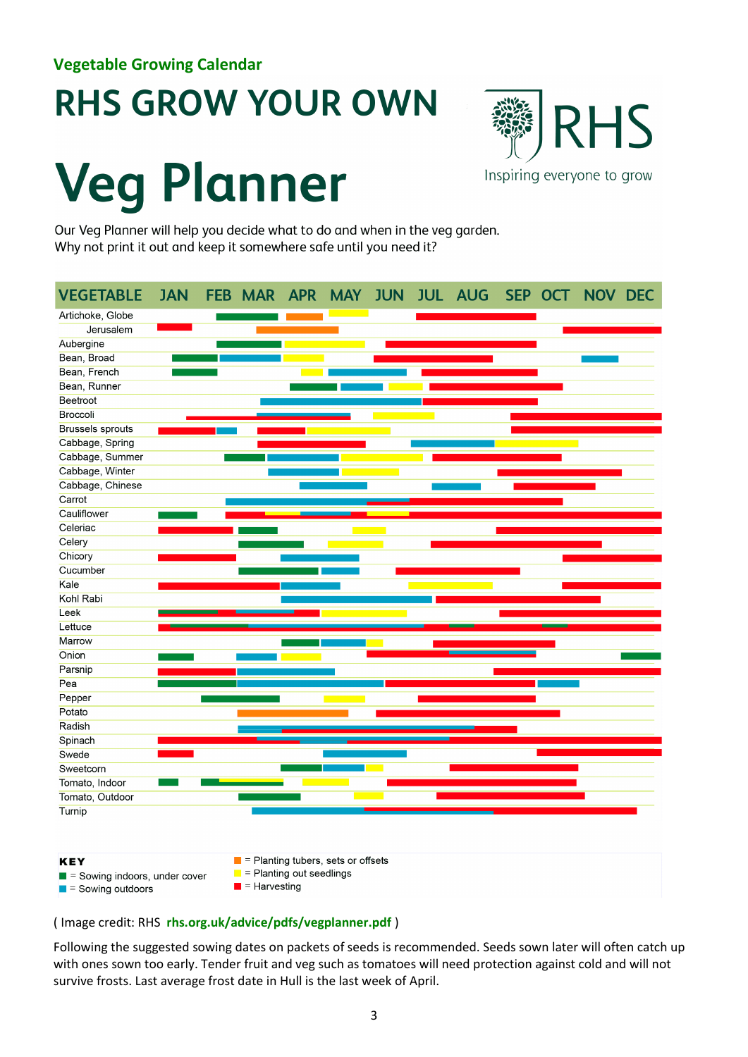**Vegetable Growing Calendar**

# RHS GROW YOUR OWN

# Veg Planner

RHS
Inspiring everyone to grow

Our Veg Planner will help you decide what to do and when in the veg garden.
Why not print it out and keep it somewhere safe until you need it?

| VEGETABLE | JAN | FEB | MAR | APR | MAY | JUN | JUL | AUG | SEP | OCT | NOV | DEC |
|---|---|---|---|---|---|---|---|---|---|---|---|---|
| Artichoke, Globe | | | | | | | | | | | | |
| Jerusalem | | | | | | | | | | | | |
| Aubergine | | | | | | | | | | | | |
| Bean, Broad | | | | | | | | | | | | |
| Bean, French | | | | | | | | | | | | |
| Bean, Runner | | | | | | | | | | | | |
| Beetroot | | | | | | | | | | | | |
| Broccoli | | | | | | | | | | | | |
| Brussels sprouts | | | | | | | | | | | | |
| Cabbage, Spring | | | | | | | | | | | | |
| Cabbage, Summer | | | | | | | | | | | | |
| Cabbage, Winter | | | | | | | | | | | | |
| Cabbage, Chinese | | | | | | | | | | | | |
| Carrot | | | | | | | | | | | | |
| Cauliflower | | | | | | | | | | | | |
| Celeriac | | | | | | | | | | | | |
| Celery | | | | | | | | | | | | |
| Chicory | | | | | | | | | | | | |
| Cucumber | | | | | | | | | | | | |
| Kale | | | | | | | | | | | | |
| Kohl Rabi | | | | | | | | | | | | |
| Leek | | | | | | | | | | | | |
| Lettuce | | | | | | | | | | | | |
| Marrow | | | | | | | | | | | | |
| Onion | | | | | | | | | | | | |
| Parsnip | | | | | | | | | | | | |
| Pea | | | | | | | | | | | | |
| Pepper | | | | | | | | | | | | |
| Potato | | | | | | | | | | | | |
| Radish | | | | | | | | | | | | |
| Spinach | | | | | | | | | | | | |
| Swede | | | | | | | | | | | | |
| Sweetcorn | | | | | | | | | | | | |
| Tomato, Indoor | | | | | | | | | | | | |
| Tomato, Outdoor | | | | | | | | | | | | |
| Turnip | | | | | | | | | | | | |

**KEY**

- = Sowing indoors, under cover
- = Sowing outdoors
- = Planting tubers, sets or offsets
- = Planting out seedlings
- = Harvesting

( Image credit: RHS **rhs.org.uk/advice/pdfs/vegplanner.pdf** )

Following the suggested sowing dates on packets of seeds is recommended. Seeds sown later will often catch up with ones sown too early. Tender fruit and veg such as tomatoes will need protection against cold and will not survive frosts. Last average frost date in Hull is the last week of April.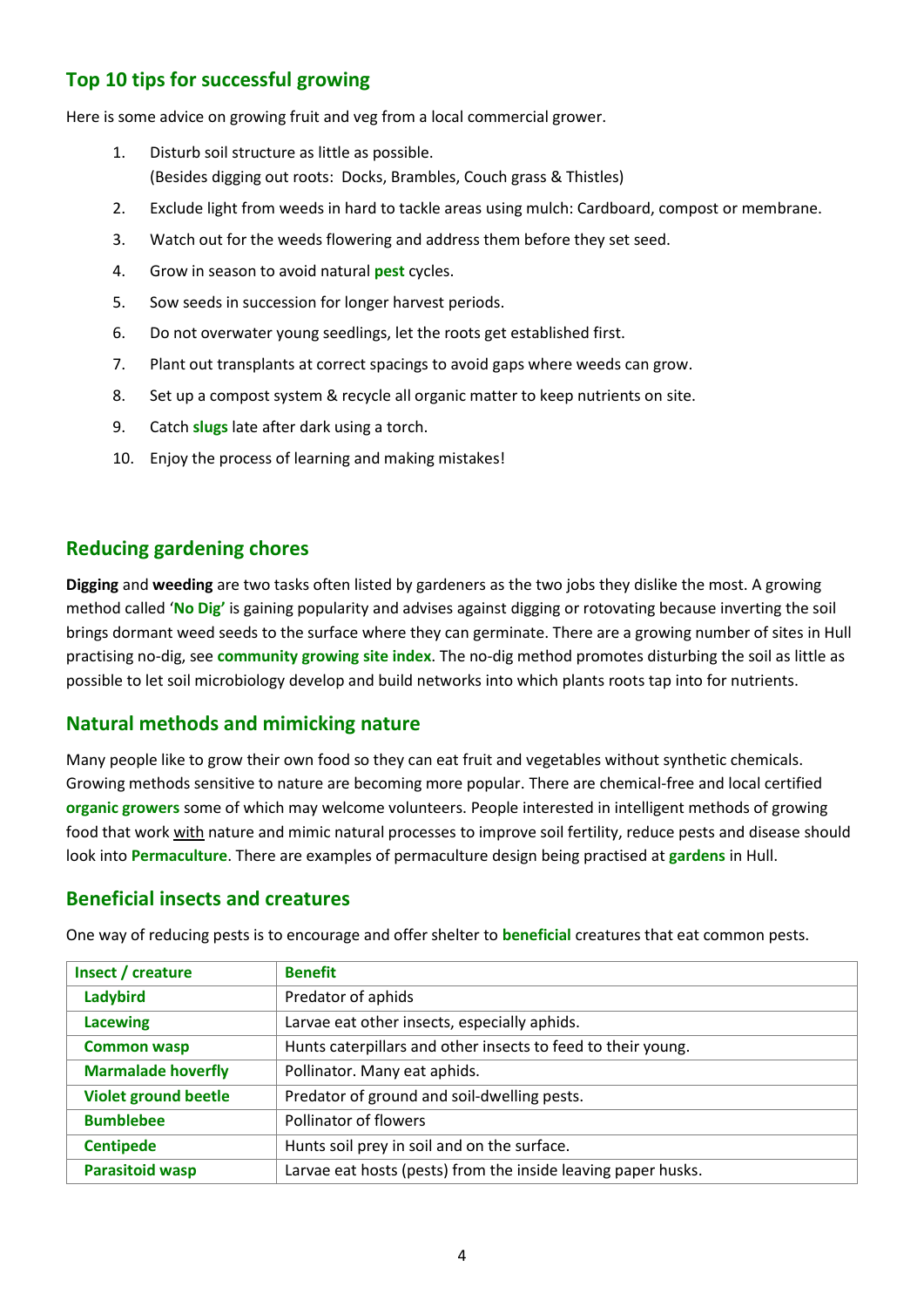## Top 10 tips for successful growing

Here is some advice on growing fruit and veg from a local commercial grower.

1. Disturb soil structure as little as possible.
   (Besides digging out roots: Docks, Brambles, Couch grass & Thistles)
2. Exclude light from weeds in hard to tackle areas using mulch: Cardboard, compost or membrane.
3. Watch out for the weeds flowering and address them before they set seed.
4. Grow in season to avoid natural **pest** cycles.
5. Sow seeds in succession for longer harvest periods.
6. Do not overwater young seedlings, let the roots get established first.
7. Plant out transplants at correct spacings to avoid gaps where weeds can grow.
8. Set up a compost system & recycle all organic matter to keep nutrients on site.
9. Catch **slugs** late after dark using a torch.
10. Enjoy the process of learning and making mistakes!

## Reducing gardening chores

**Digging** and **weeding** are two tasks often listed by gardeners as the two jobs they dislike the most. A growing method called '**No Dig'** is gaining popularity and advises against digging or rotovating because inverting the soil brings dormant weed seeds to the surface where they can germinate. There are a growing number of sites in Hull practising no-dig, see **community growing site index**. The no-dig method promotes disturbing the soil as little as possible to let soil microbiology develop and build networks into which plants roots tap into for nutrients.

## Natural methods and mimicking nature

Many people like to grow their own food so they can eat fruit and vegetables without synthetic chemicals. Growing methods sensitive to nature are becoming more popular. There are chemical-free and local certified **organic growers** some of which may welcome volunteers. People interested in intelligent methods of growing food that work with nature and mimic natural processes to improve soil fertility, reduce pests and disease should look into **Permaculture**. There are examples of permaculture design being practised at **gardens** in Hull.

## Beneficial insects and creatures

One way of reducing pests is to encourage and offer shelter to **beneficial** creatures that eat common pests.

| Insect / creature | Benefit |
|---|---|
| **Ladybird** | Predator of aphids |
| **Lacewing** | Larvae eat other insects, especially aphids. |
| **Common wasp** | Hunts caterpillars and other insects to feed to their young. |
| **Marmalade hoverfly** | Pollinator. Many eat aphids. |
| **Violet ground beetle** | Predator of ground and soil-dwelling pests. |
| **Bumblebee** | Pollinator of flowers |
| **Centipede** | Hunts soil prey in soil and on the surface. |
| **Parasitoid wasp** | Larvae eat hosts (pests) from the inside leaving paper husks. |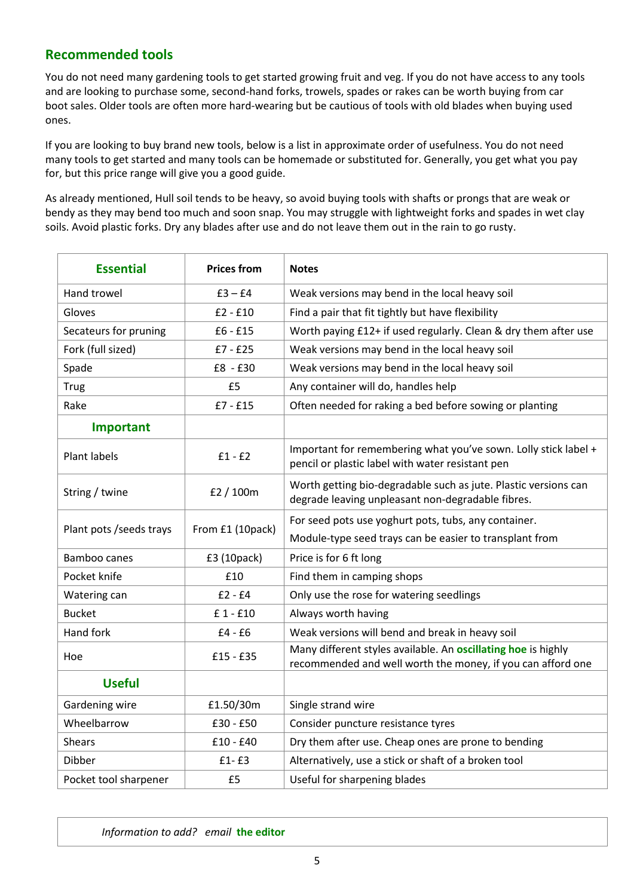## Recommended tools

You do not need many gardening tools to get started growing fruit and veg. If you do not have access to any tools and are looking to purchase some, second-hand forks, trowels, spades or rakes can be worth buying from car boot sales. Older tools are often more hard-wearing but be cautious of tools with old blades when buying used ones.

If you are looking to buy brand new tools, below is a list in approximate order of usefulness. You do not need many tools to get started and many tools can be homemade or substituted for. Generally, you get what you pay for, but this price range will give you a good guide.

As already mentioned, Hull soil tends to be heavy, so avoid buying tools with shafts or prongs that are weak or bendy as they may bend too much and soon snap. You may struggle with lightweight forks and spades in wet clay soils. Avoid plastic forks. Dry any blades after use and do not leave them out in the rain to go rusty.

| **Essential** | **Prices from** | **Notes** |
|---|---|---|
| Hand trowel | £3 – £4 | Weak versions may bend in the local heavy soil |
| Gloves | £2 - £10 | Find a pair that fit tightly but have flexibility |
| Secateurs for pruning | £6 - £15 | Worth paying £12+ if used regularly. Clean & dry them after use |
| Fork (full sized) | £7 - £25 | Weak versions may bend in the local heavy soil |
| Spade | £8 - £30 | Weak versions may bend in the local heavy soil |
| Trug | £5 | Any container will do, handles help |
| Rake | £7 - £15 | Often needed for raking a bed before sowing or planting |
| **Important** | | |
| Plant labels | £1 - £2 | Important for remembering what you've sown. Lolly stick label + pencil or plastic label with water resistant pen |
| String / twine | £2 / 100m | Worth getting bio-degradable such as jute. Plastic versions can degrade leaving unpleasant non-degradable fibres. |
| Plant pots /seeds trays | From £1 (10pack) | For seed pots use yoghurt pots, tubs, any container. Module-type seed trays can be easier to transplant from |
| Bamboo canes | £3 (10pack) | Price is for 6 ft long |
| Pocket knife | £10 | Find them in camping shops |
| Watering can | £2 - £4 | Only use the rose for watering seedlings |
| Bucket | £ 1 - £10 | Always worth having |
| Hand fork | £4 - £6 | Weak versions will bend and break in heavy soil |
| Hoe | £15 - £35 | Many different styles available. An **oscillating hoe** is highly recommended and well worth the money, if you can afford one |
| **Useful** | | |
| Gardening wire | £1.50/30m | Single strand wire |
| Wheelbarrow | £30 - £50 | Consider puncture resistance tyres |
| Shears | £10 - £40 | Dry them after use. Cheap ones are prone to bending |
| Dibber | £1- £3 | Alternatively, use a stick or shaft of a broken tool |
| Pocket tool sharpener | £5 | Useful for sharpening blades |

*Information to add? email* **the editor**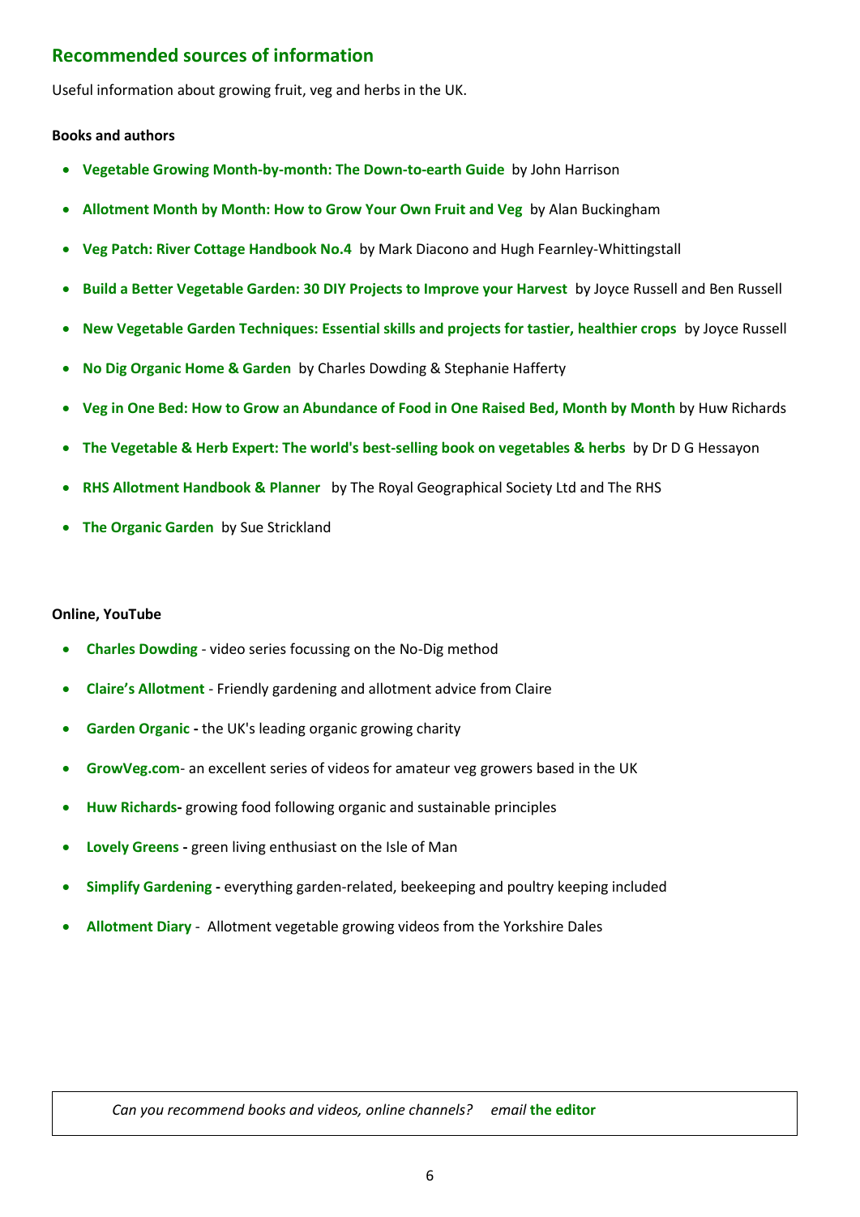## Recommended sources of information

Useful information about growing fruit, veg and herbs in the UK.

**Books and authors**

- **Vegetable Growing Month-by-month: The Down-to-earth Guide** by John Harrison
- **Allotment Month by Month: How to Grow Your Own Fruit and Veg** by Alan Buckingham
- **Veg Patch: River Cottage Handbook No.4** by Mark Diacono and Hugh Fearnley-Whittingstall
- **Build a Better Vegetable Garden: 30 DIY Projects to Improve your Harvest** by Joyce Russell and Ben Russell
- **New Vegetable Garden Techniques: Essential skills and projects for tastier, healthier crops** by Joyce Russell
- **No Dig Organic Home & Garden** by Charles Dowding & Stephanie Hafferty
- **Veg in One Bed: How to Grow an Abundance of Food in One Raised Bed, Month by Month** by Huw Richards
- **The Vegetable & Herb Expert: The world's best-selling book on vegetables & herbs** by Dr D G Hessayon
- **RHS Allotment Handbook & Planner** by The Royal Geographical Society Ltd and The RHS
- **The Organic Garden** by Sue Strickland

**Online, YouTube**

- **Charles Dowding** - video series focussing on the No-Dig method
- **Claire's Allotment** - Friendly gardening and allotment advice from Claire
- **Garden Organic -** the UK's leading organic growing charity
- **GrowVeg.com**- an excellent series of videos for amateur veg growers based in the UK
- **Huw Richards-** growing food following organic and sustainable principles
- **Lovely Greens -** green living enthusiast on the Isle of Man
- **Simplify Gardening -** everything garden-related, beekeeping and poultry keeping included
- **Allotment Diary** - Allotment vegetable growing videos from the Yorkshire Dales

*Can you recommend books and videos, online channels? email* **the editor**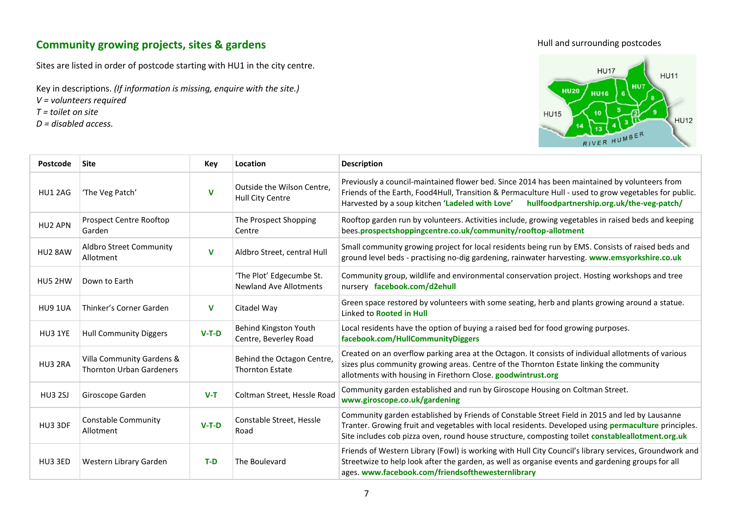## Community growing projects, sites & gardens

Sites are listed in order of postcode starting with HU1 in the city centre.

Key in descriptions. *(If information is missing, enquire with the site.)*
*V = volunteers required*
*T = toilet on site*
*D = disabled access.*

Hull and surrounding postcodes

| Postcode | Site | Key | Location | Description |
|---|---|---|---|---|
| HU1 2AG | 'The Veg Patch' | **V** | Outside the Wilson Centre, Hull City Centre | Previously a council-maintained flower bed. Since 2014 has been maintained by volunteers from Friends of the Earth, Food4Hull, Transition & Permaculture Hull - used to grow vegetables for public. Harvested by a soup kitchen **'Ladeled with Love'** **hullfoodpartnership.org.uk/the-veg-patch/** |
| HU2 APN | Prospect Centre Rooftop Garden | | The Prospect Shopping Centre | Rooftop garden run by volunteers. Activities include, growing vegetables in raised beds and keeping bees.**prospectshoppingcentre.co.uk/community/rooftop-allotment** |
| HU2 8AW | Aldbro Street Community Allotment | **V** | Aldbro Street, central Hull | Small community growing project for local residents being run by EMS. Consists of raised beds and ground level beds - practising no-dig gardening, rainwater harvesting. **www.emsyorkshire.co.uk** |
| HU5 2HW | Down to Earth | | 'The Plot' Edgecumbe St. Newland Ave Allotments | Community group, wildlife and environmental conservation project. Hosting workshops and tree nursery **facebook.com/d2ehull** |
| HU9 1UA | Thinker's Corner Garden | **V** | Citadel Way | Green space restored by volunteers with some seating, herb and plants growing around a statue. Linked to **Rooted in Hull** |
| HU3 1YE | Hull Community Diggers | **V-T-D** | Behind Kingston Youth Centre, Beverley Road | Local residents have the option of buying a raised bed for food growing purposes. **facebook.com/HullCommunityDiggers** |
| HU3 2RA | Villa Community Gardens & Thornton Urban Gardeners | | Behind the Octagon Centre, Thornton Estate | Created on an overflow parking area at the Octagon. It consists of individual allotments of various sizes plus community growing areas. Centre of the Thornton Estate linking the community allotments with housing in Firethorn Close. **goodwintrust.org** |
| HU3 2SJ | Giroscope Garden | **V-T** | Coltman Street, Hessle Road | Community garden established and run by Giroscope Housing on Coltman Street. **www.giroscope.co.uk/gardening** |
| HU3 3DF | Constable Community Allotment | **V-T-D** | Constable Street, Hessle Road | Community garden established by Friends of Constable Street Field in 2015 and led by Lausanne Tranter. Growing fruit and vegetables with local residents. Developed using **permaculture** principles. Site includes cob pizza oven, round house structure, composting toilet **constableallotment.org.uk** |
| HU3 3ED | Western Library Garden | **T-D** | The Boulevard | Friends of Western Library (Fowl) is working with Hull City Council's library services, Groundwork and Streetwize to help look after the garden, as well as organise events and gardening groups for all ages. **www.facebook.com/friendsofthewesternlibrary** |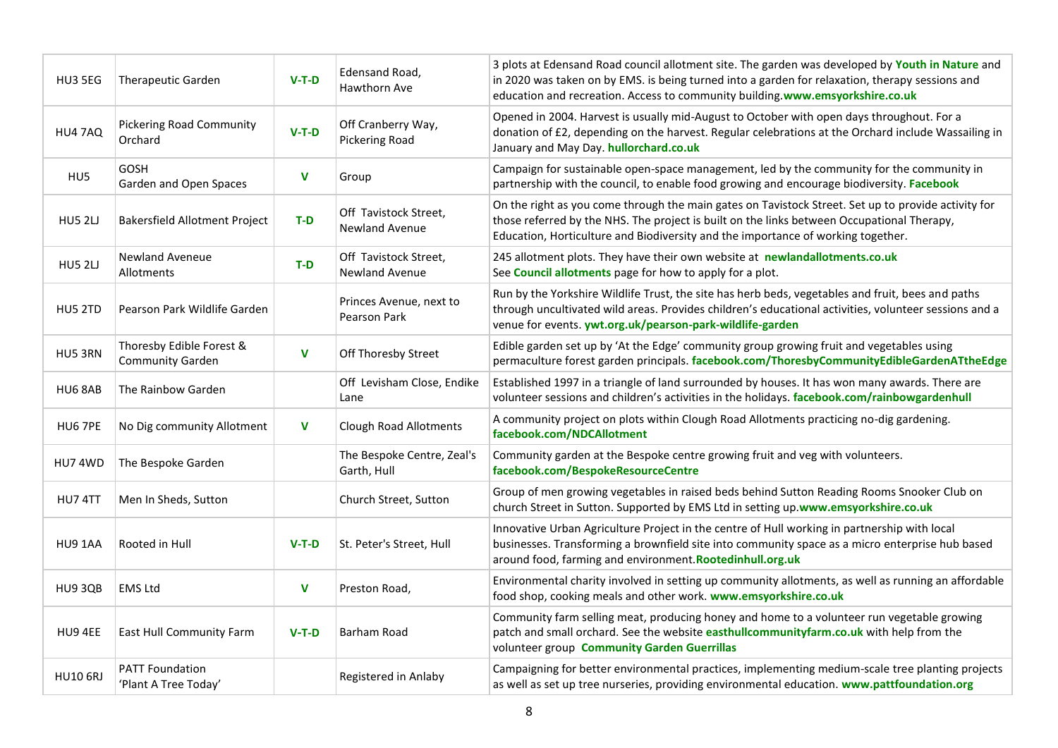| | | | | |
|---|---|---|---|---|
| HU3 5EG | Therapeutic Garden | **V-T-D** | Edensand Road, Hawthorn Ave | 3 plots at Edensand Road council allotment site. The garden was developed by **Youth in Nature** and in 2020 was taken on by EMS. is being turned into a garden for relaxation, therapy sessions and education and recreation. Access to community building.**www.emsyorkshire.co.uk** |
| HU4 7AQ | Pickering Road Community Orchard | **V-T-D** | Off Cranberry Way, Pickering Road | Opened in 2004. Harvest is usually mid-August to October with open days throughout. For a donation of £2, depending on the harvest. Regular celebrations at the Orchard include Wassailing in January and May Day. **hullorchard.co.uk** |
| HU5 | GOSH Garden and Open Spaces | **V** | Group | Campaign for sustainable open-space management, led by the community for the community in partnership with the council, to enable food growing and encourage biodiversity. **Facebook** |
| HU5 2LJ | Bakersfield Allotment Project | **T-D** | Off Tavistock Street, Newland Avenue | On the right as you come through the main gates on Tavistock Street. Set up to provide activity for those referred by the NHS. The project is built on the links between Occupational Therapy, Education, Horticulture and Biodiversity and the importance of working together. |
| HU5 2LJ | Newland Aveneue Allotments | **T-D** | Off Tavistock Street, Newland Avenue | 245 allotment plots. They have their own website at **newlandallotments.co.uk** See **Council allotments** page for how to apply for a plot. |
| HU5 2TD | Pearson Park Wildlife Garden | | Princes Avenue, next to Pearson Park | Run by the Yorkshire Wildlife Trust, the site has herb beds, vegetables and fruit, bees and paths through uncultivated wild areas. Provides children's educational activities, volunteer sessions and a venue for events. **ywt.org.uk/pearson-park-wildlife-garden** |
| HU5 3RN | Thoresby Edible Forest & Community Garden | **V** | Off Thoresby Street | Edible garden set up by 'At the Edge' community group growing fruit and vegetables using permaculture forest garden principals. **facebook.com/ThoresbyCommunityEdibleGardenATtheEdge** |
| HU6 8AB | The Rainbow Garden | | Off Levisham Close, Endike Lane | Established 1997 in a triangle of land surrounded by houses. It has won many awards. There are volunteer sessions and children's activities in the holidays. **facebook.com/rainbowgardenhull** |
| HU6 7PE | No Dig community Allotment | **V** | Clough Road Allotments | A community project on plots within Clough Road Allotments practicing no-dig gardening. **facebook.com/NDCAllotment** |
| HU7 4WD | The Bespoke Garden | | The Bespoke Centre, Zeal's Garth, Hull | Community garden at the Bespoke centre growing fruit and veg with volunteers. **facebook.com/BespokeResourceCentre** |
| HU7 4TT | Men In Sheds, Sutton | | Church Street, Sutton | Group of men growing vegetables in raised beds behind Sutton Reading Rooms Snooker Club on church Street in Sutton. Supported by EMS Ltd in setting up.**www.emsyorkshire.co.uk** |
| HU9 1AA | Rooted in Hull | **V-T-D** | St. Peter's Street, Hull | Innovative Urban Agriculture Project in the centre of Hull working in partnership with local businesses. Transforming a brownfield site into community space as a micro enterprise hub based around food, farming and environment.**Rootedinhull.org.uk** |
| HU9 3QB | EMS Ltd | **V** | Preston Road, | Environmental charity involved in setting up community allotments, as well as running an affordable food shop, cooking meals and other work. **www.emsyorkshire.co.uk** |
| HU9 4EE | East Hull Community Farm | **V-T-D** | Barham Road | Community farm selling meat, producing honey and home to a volunteer run vegetable growing patch and small orchard. See the website **easthullcommunityfarm.co.uk** with help from the volunteer group **Community Garden Guerrillas** |
| HU10 6RJ | PATT Foundation 'Plant A Tree Today' | | Registered in Anlaby | Campaigning for better environmental practices, implementing medium-scale tree planting projects as well as set up tree nurseries, providing environmental education. **www.pattfoundation.org** |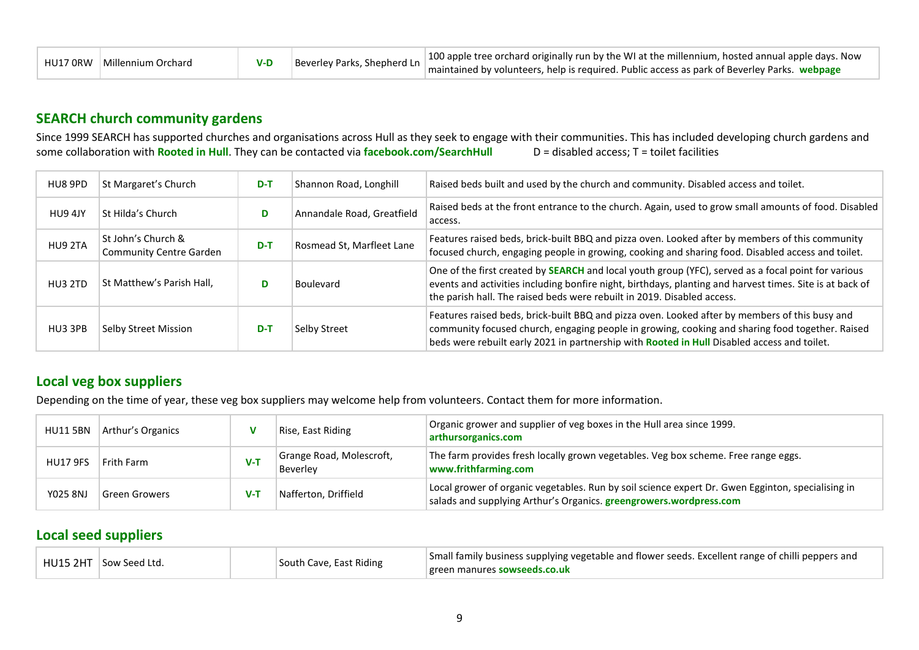| HU17 0RW | Millennium Orchard | V-D | Beverley Parks, Shepherd Ln | 100 apple tree orchard originally run by the WI at the millennium, hosted annual apple days. Now maintained by volunteers, help is required. Public access as park of Beverley Parks. **webpage** |
|---|---|---|---|---|

## SEARCH church community gardens

Since 1999 SEARCH has supported churches and organisations across Hull as they seek to engage with their communities. This has included developing church gardens and some collaboration with **Rooted in Hull**. They can be contacted via **facebook.com/SearchHull** D = disabled access; T = toilet facilities

| HU8 9PD | St Margaret's Church | D-T | Shannon Road, Longhill | Raised beds built and used by the church and community. Disabled access and toilet. |
|---|---|---|---|---|
| HU9 4JY | St Hilda's Church | D | Annandale Road, Greatfield | Raised beds at the front entrance to the church. Again, used to grow small amounts of food. Disabled access. |
| HU9 2TA | St John's Church & Community Centre Garden | D-T | Rosmead St, Marfleet Lane | Features raised beds, brick-built BBQ and pizza oven. Looked after by members of this community focused church, engaging people in growing, cooking and sharing food. Disabled access and toilet. |
| HU3 2TD | St Matthew's Parish Hall, | D | Boulevard | One of the first created by **SEARCH** and local youth group (YFC), served as a focal point for various events and activities including bonfire night, birthdays, planting and harvest times. Site is at back of the parish hall. The raised beds were rebuilt in 2019. Disabled access. |
| HU3 3PB | Selby Street Mission | D-T | Selby Street | Features raised beds, brick-built BBQ and pizza oven. Looked after by members of this busy and community focused church, engaging people in growing, cooking and sharing food together. Raised beds were rebuilt early 2021 in partnership with **Rooted in Hull** Disabled access and toilet. |

## Local veg box suppliers

Depending on the time of year, these veg box suppliers may welcome help from volunteers. Contact them for more information.

| HU11 5BN | Arthur's Organics | V | Rise, East Riding | Organic grower and supplier of veg boxes in the Hull area since 1999. **arthursorganics.com** |
|---|---|---|---|---|
| HU17 9FS | Frith Farm | V-T | Grange Road, Molescroft, Beverley | The farm provides fresh locally grown vegetables. Veg box scheme. Free range eggs. **www.frithfarming.com** |
| Y025 8NJ | Green Growers | V-T | Nafferton, Driffield | Local grower of organic vegetables. Run by soil science expert Dr. Gwen Egginton, specialising in salads and supplying Arthur's Organics. **greengrowers.wordpress.com** |

## Local seed suppliers

| HU15 2HT | Sow Seed Ltd. | | South Cave, East Riding | Small family business supplying vegetable and flower seeds. Excellent range of chilli peppers and green manures **sowseeds.co.uk** |
|---|---|---|---|---|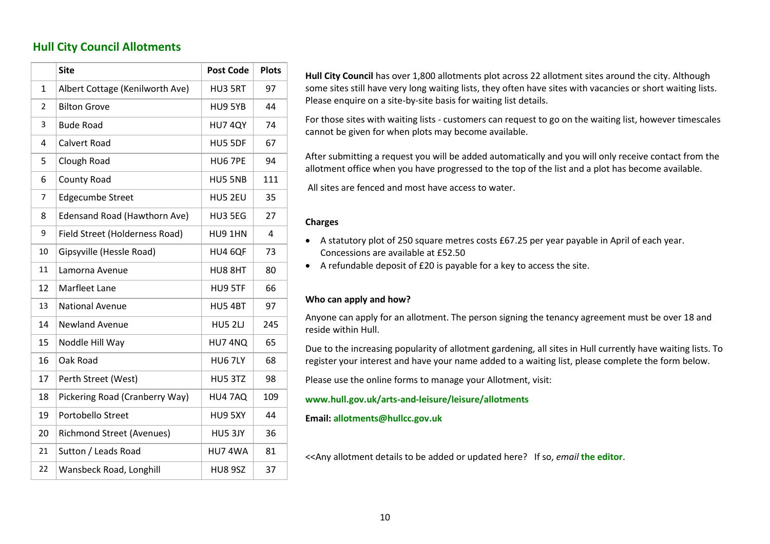## Hull City Council Allotments

| | Site | Post Code | Plots |
|---|---|---|---|
| 1 | Albert Cottage (Kenilworth Ave) | HU3 5RT | 97 |
| 2 | Bilton Grove | HU9 5YB | 44 |
| 3 | Bude Road | HU7 4QY | 74 |
| 4 | Calvert Road | HU5 5DF | 67 |
| 5 | Clough Road | HU6 7PE | 94 |
| 6 | County Road | HU5 5NB | 111 |
| 7 | Edgecumbe Street | HU5 2EU | 35 |
| 8 | Edensand Road (Hawthorn Ave) | HU3 5EG | 27 |
| 9 | Field Street (Holderness Road) | HU9 1HN | 4 |
| 10 | Gipsyville (Hessle Road) | HU4 6QF | 73 |
| 11 | Lamorna Avenue | HU8 8HT | 80 |
| 12 | Marfleet Lane | HU9 5TF | 66 |
| 13 | National Avenue | HU5 4BT | 97 |
| 14 | Newland Avenue | HU5 2LJ | 245 |
| 15 | Noddle Hill Way | HU7 4NQ | 65 |
| 16 | Oak Road | HU6 7LY | 68 |
| 17 | Perth Street (West) | HU5 3TZ | 98 |
| 18 | Pickering Road (Cranberry Way) | HU4 7AQ | 109 |
| 19 | Portobello Street | HU9 5XY | 44 |
| 20 | Richmond Street (Avenues) | HU5 3JY | 36 |
| 21 | Sutton / Leads Road | HU7 4WA | 81 |
| 22 | Wansbeck Road, Longhill | HU8 9SZ | 37 |

**Hull City Council** has over 1,800 allotments plot across 22 allotment sites around the city. Although some sites still have very long waiting lists, they often have sites with vacancies or short waiting lists. Please enquire on a site-by-site basis for waiting list details.

For those sites with waiting lists - customers can request to go on the waiting list, however timescales cannot be given for when plots may become available.

After submitting a request you will be added automatically and you will only receive contact from the allotment office when you have progressed to the top of the list and a plot has become available.

All sites are fenced and most have access to water.

**Charges**

- A statutory plot of 250 square metres costs £67.25 per year payable in April of each year. Concessions are available at £52.50
- A refundable deposit of £20 is payable for a key to access the site.

**Who can apply and how?**

Anyone can apply for an allotment. The person signing the tenancy agreement must be over 18 and reside within Hull.

Due to the increasing popularity of allotment gardening, all sites in Hull currently have waiting lists. To register your interest and have your name added to a waiting list, please complete the form below.

Please use the online forms to manage your Allotment, visit:

**www.hull.gov.uk/arts-and-leisure/leisure/allotments**

**Email: allotments@hullcc.gov.uk**

<<Any allotment details to be added or updated here? If so, *email* **the editor**.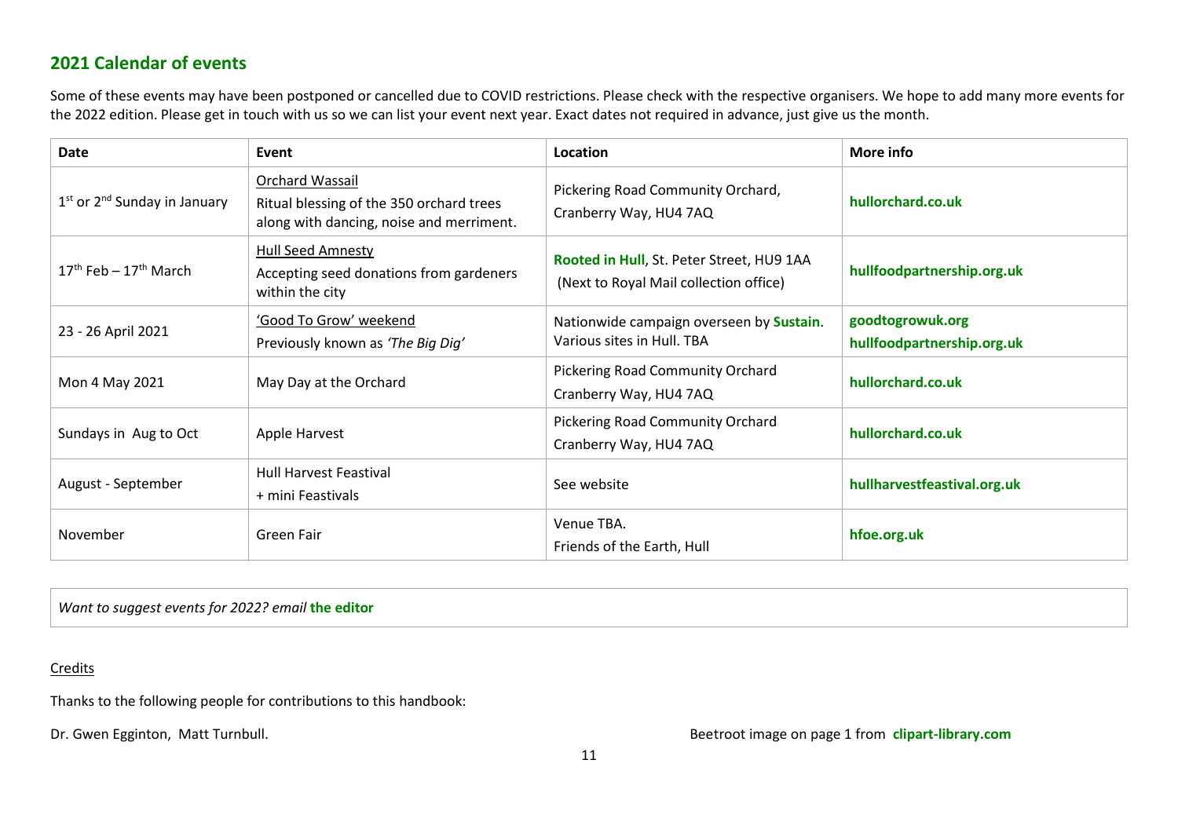## 2021 Calendar of events

Some of these events may have been postponed or cancelled due to COVID restrictions. Please check with the respective organisers. We hope to add many more events for the 2022 edition. Please get in touch with us so we can list your event next year. Exact dates not required in advance, just give us the month.

| Date | Event | Location | More info |
|---|---|---|---|
| 1st or 2nd Sunday in January | Orchard Wassail<br>Ritual blessing of the 350 orchard trees along with dancing, noise and merriment. | Pickering Road Community Orchard, Cranberry Way, HU4 7AQ | **hullorchard.co.uk** |
| 17th Feb – 17th March | Hull Seed Amnesty<br>Accepting seed donations from gardeners within the city | **Rooted in Hull**, St. Peter Street, HU9 1AA (Next to Royal Mail collection office) | **hullfoodpartnership.org.uk** |
| 23 - 26 April 2021 | 'Good To Grow' weekend<br>Previously known as *'The Big Dig'* | Nationwide campaign overseen by **Sustain**. Various sites in Hull. TBA | **goodtogrowuk.org**<br>**hullfoodpartnership.org.uk** |
| Mon 4 May 2021 | May Day at the Orchard | Pickering Road Community Orchard Cranberry Way, HU4 7AQ | **hullorchard.co.uk** |
| Sundays in Aug to Oct | Apple Harvest | Pickering Road Community Orchard Cranberry Way, HU4 7AQ | **hullorchard.co.uk** |
| August - September | Hull Harvest Feastival<br>+ mini Feastivals | See website | **hullharvestfeastival.org.uk** |
| November | Green Fair | Venue TBA.<br>Friends of the Earth, Hull | **hfoe.org.uk** |

*Want to suggest events for 2022? email* **the editor**

Credits

Thanks to the following people for contributions to this handbook:

Dr. Gwen Egginton, Matt Turnbull.

Beetroot image on page 1 from **clipart-library.com**